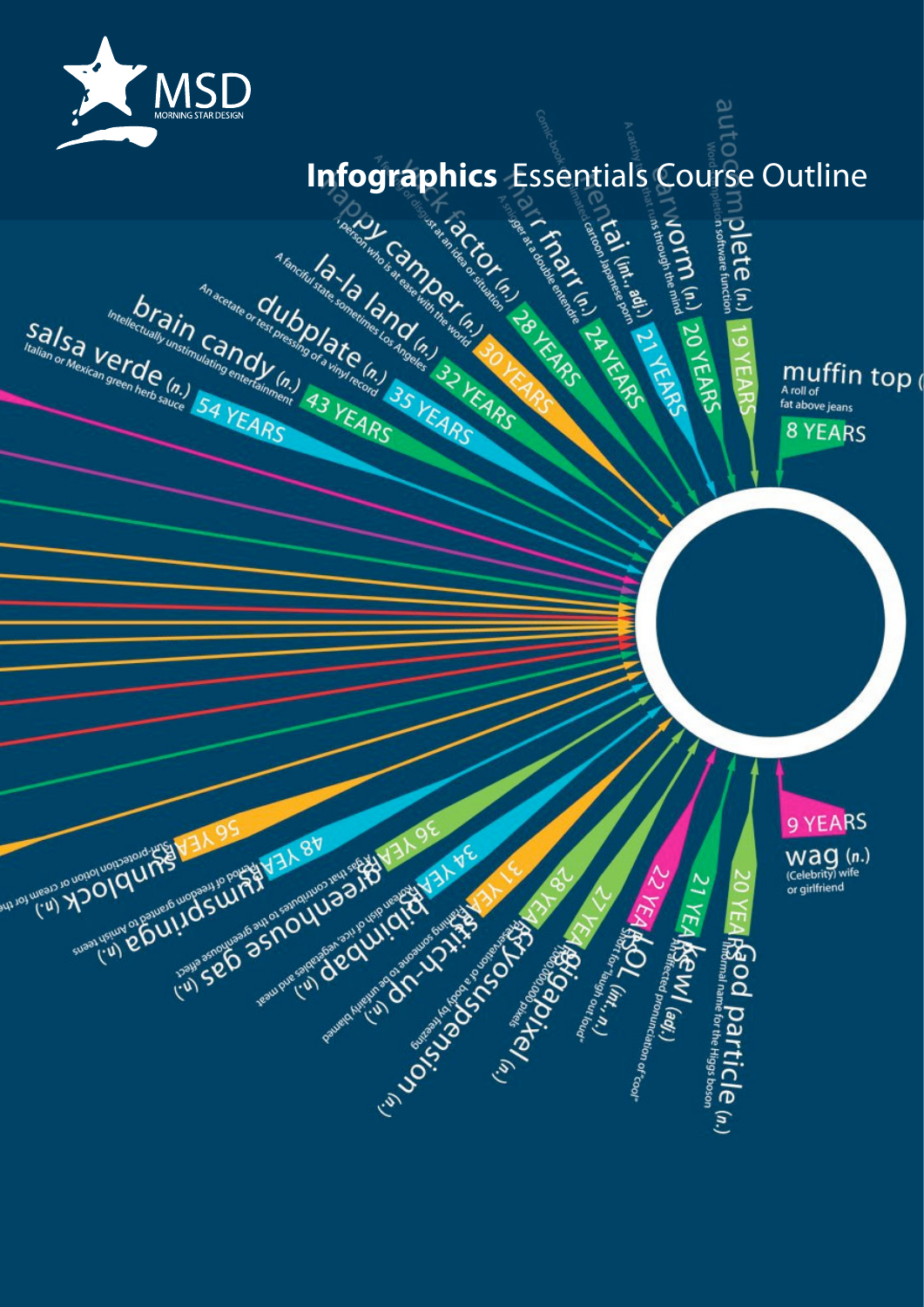MSD
MORNING STAR DESIGN

# **Infographics** Essentials Course Outline

salsa verde (n.)
Italian or Mexican green herb sauce
54 YEARS

brain candy (n.)
Intellectually unstimulating entertainment
43 YEARS

dubplate (n.)
An acetate or test pressing of a vinyl record
35 YEARS

la-la land (n.)
A fanciful state, sometimes Los Angeles
32 YEARS

happy camper (n.)
A person who is at ease with the world
30 YEARS

yuck factor (n.)
A feeling of disgust at an idea or situation
28 YEARS

narr fnarr (n.)
A snigger at a double entendre
24 YEARS

hentai (int., adj.)
Comic-book or animated cartoon Japanese porn
21 YEARS

earworm (n.)
A catchy tune that runs through the mind
20 YEARS

autocomplete (n.)
Word completion software function
19 YEARS

muffin top (n.)
A roll of fat above jeans
8 YEARS

9 YEARS
wag (n.)
(Celebrity) wife or girlfriend

God particle (n.)
Informal name for the Higgs boson
20 YEARS

kewl (adj.)
An affected pronunciation of "cool"
21 YEARS

LOL (int., n.)
Short for "laugh out loud"
22 YEARS

gigapixel (n.)
1,000,000,000 pixels
27 YEARS

cryosuspension (n.)
Preservation of a body by freezing
28 YEARS

stitch-up (n.)
Framing someone to be unfairly blamed
31 YEARS

bibimbap (n.)
Korean dish of rice, vegetables and meat
34 YEARS

greenhouse gas (n.)
A gas that contributes to the greenhouse effect
36 YEARS

rumspringa (n.)
Period of freedom granted to Amish teens
48 YEARS

sunblock (n.)
Sun-protection lotion or cream for the
56 YEARS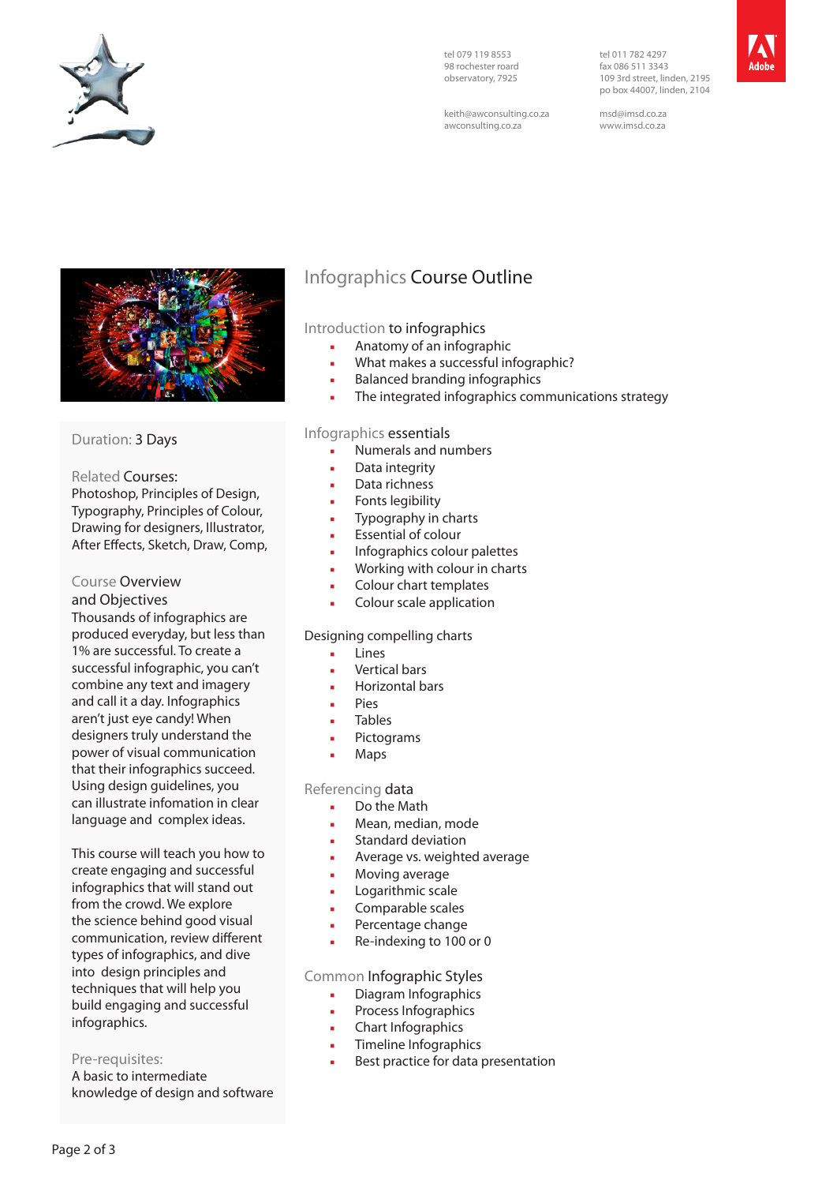tel 079 119 8553
98 rochester roard
observatory, 7925

keith@awconsulting.co.za
awconsulting.co.za

tel 011 782 4297
fax 086 511 3343
109 3rd street, linden, 2195
po box 44007, linden, 2104

msd@imsd.co.za
www.imsd.co.za

Adobe

Duration: 3 Days

Related Courses:
Photoshop, Principles of Design, Typography, Principles of Colour, Drawing for designers, Illustrator, After Effects, Sketch, Draw, Comp,

Course Overview and Objectives

Thousands of infographics are produced everyday, but less than 1% are successful. To create a successful infographic, you can't combine any text and imagery and call it a day. Infographics aren't just eye candy! When designers truly understand the power of visual communication that their infographics succeed. Using design guidelines, you can illustrate infomation in clear language and complex ideas.

This course will teach you how to create engaging and successful infographics that will stand out from the crowd. We explore the science behind good visual communication, review different types of infographics, and dive into design principles and techniques that will help you build engaging and successful infographics.

Pre-requisites:
A basic to intermediate knowledge of design and software

# Infographics Course Outline

## Introduction to infographics

- Anatomy of an infographic
- What makes a successful infographic?
- Balanced branding infographics
- The integrated infographics communications strategy

## Infographics essentials

- Numerals and numbers
- Data integrity
- Data richness
- Fonts legibility
- Typography in charts
- Essential of colour
- Infographics colour palettes
- Working with colour in charts
- Colour chart templates
- Colour scale application

## Designing compelling charts

- Lines
- Vertical bars
- Horizontal bars
- Pies
- Tables
- Pictograms
- Maps

## Referencing data

- Do the Math
- Mean, median, mode
- Standard deviation
- Average vs. weighted average
- Moving average
- Logarithmic scale
- Comparable scales
- Percentage change
- Re-indexing to 100 or 0

## Common Infographic Styles

- Diagram Infographics
- Process Infographics
- Chart Infographics
- Timeline Infographics
- Best practice for data presentation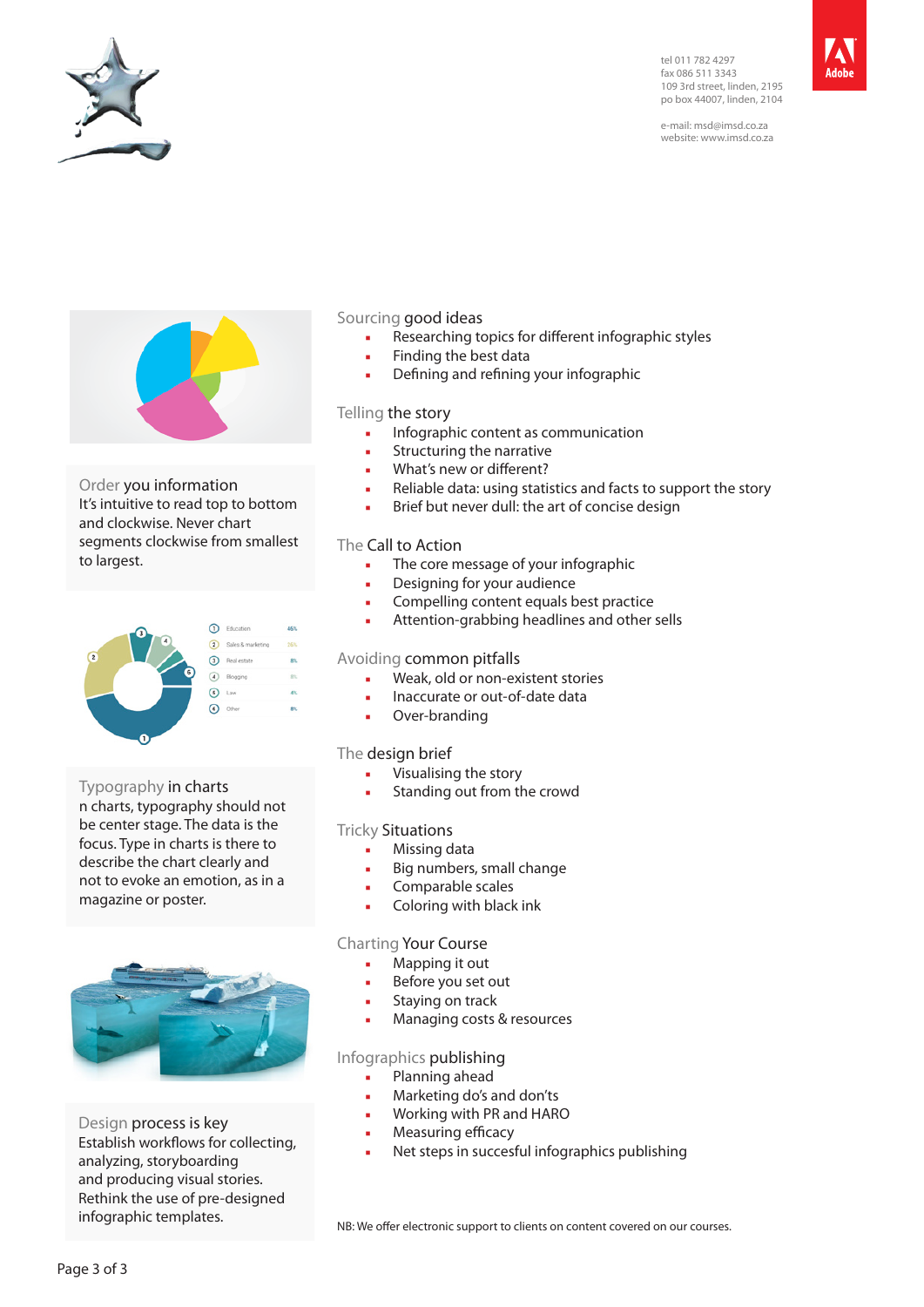tel 011 782 4297
fax 086 511 3343
109 3rd street, linden, 2195
po box 44007, linden, 2104

e-mail: msd@imsd.co.za
website: www.imsd.co.za

Adobe

### Order you information

It's intuitive to read top to bottom and clockwise. Never chart segments clockwise from smallest to largest.

Education 46%
Sales & marketing 26%
Real estate 8%
Blogging 8%
Law 4%
Other 8%

### Typography in charts

n charts, typography should not be center stage. The data is the focus. Type in charts is there to describe the chart clearly and not to evoke an emotion, as in a magazine or poster.

### Design process is key

Establish workflows for collecting, analyzing, storyboarding and producing visual stories. Rethink the use of pre-designed infographic templates.

### Sourcing good ideas

- Researching topics for different infographic styles
- Finding the best data
- Defining and refining your infographic

### Telling the story

- Infographic content as communication
- Structuring the narrative
- What's new or different?
- Reliable data: using statistics and facts to support the story
- Brief but never dull: the art of concise design

### The Call to Action

- The core message of your infographic
- Designing for your audience
- Compelling content equals best practice
- Attention-grabbing headlines and other sells

### Avoiding common pitfalls

- Weak, old or non-existent stories
- Inaccurate or out-of-date data
- Over-branding

### The design brief

- Visualising the story
- Standing out from the crowd

### Tricky Situations

- Missing data
- Big numbers, small change
- Comparable scales
- Coloring with black ink

### Charting Your Course

- Mapping it out
- Before you set out
- Staying on track
- Managing costs & resources

### Infographics publishing

- Planning ahead
- Marketing do's and don'ts
- Working with PR and HARO
- Measuring efficacy
- Net steps in succesful infographics publishing

NB: We offer electronic support to clients on content covered on our courses.